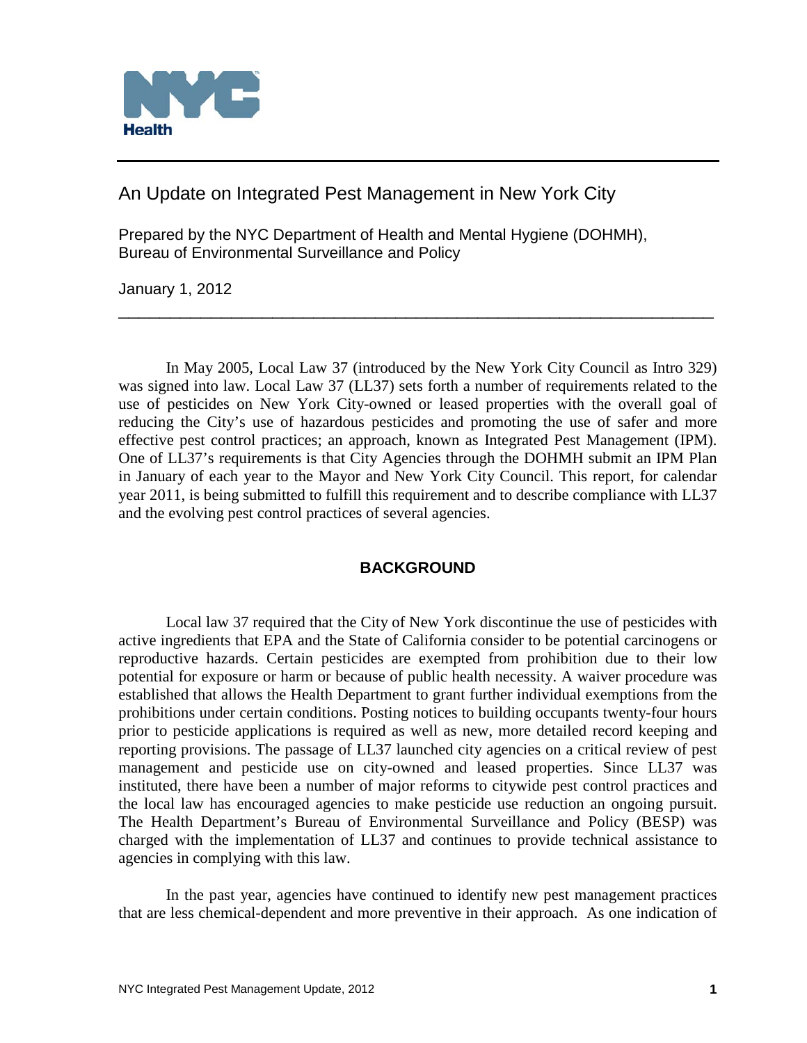# An Update on Integrated Pest Management in New York City

Prepared by the NYC Department of Health and Mental Hygiene (DOHMH), Bureau of Environmental Surveillance and Policy

January 1, 2012

---

In May 2005, Local Law 37 (introduced by the New York City Council as Intro 329) was signed into law. Local Law 37 (LL37) sets forth a number of requirements related to the use of pesticides on New York City-owned or leased properties with the overall goal of reducing the City's use of hazardous pesticides and promoting the use of safer and more effective pest control practices; an approach, known as Integrated Pest Management (IPM). One of LL37's requirements is that City Agencies through the DOHMH submit an IPM Plan in January of each year to the Mayor and New York City Council. This report, for calendar year 2011, is being submitted to fulfill this requirement and to describe compliance with LL37 and the evolving pest control practices of several agencies.

## BACKGROUND

Local law 37 required that the City of New York discontinue the use of pesticides with active ingredients that EPA and the State of California consider to be potential carcinogens or reproductive hazards. Certain pesticides are exempted from prohibition due to their low potential for exposure or harm or because of public health necessity. A waiver procedure was established that allows the Health Department to grant further individual exemptions from the prohibitions under certain conditions. Posting notices to building occupants twenty-four hours prior to pesticide applications is required as well as new, more detailed record keeping and reporting provisions. The passage of LL37 launched city agencies on a critical review of pest management and pesticide use on city-owned and leased properties. Since LL37 was instituted, there have been a number of major reforms to citywide pest control practices and the local law has encouraged agencies to make pesticide use reduction an ongoing pursuit. The Health Department's Bureau of Environmental Surveillance and Policy (BESP) was charged with the implementation of LL37 and continues to provide technical assistance to agencies in complying with this law.

In the past year, agencies have continued to identify new pest management practices that are less chemical-dependent and more preventive in their approach. As one indication of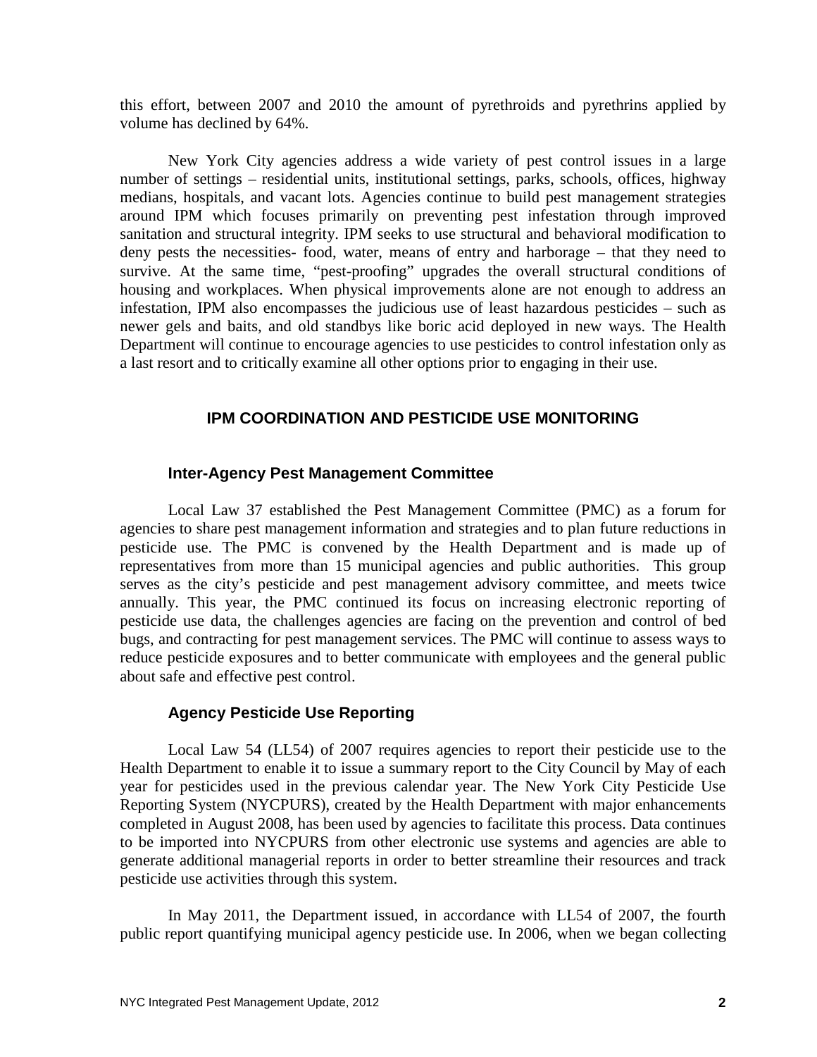this effort, between 2007 and 2010 the amount of pyrethroids and pyrethrins applied by volume has declined by 64%.

New York City agencies address a wide variety of pest control issues in a large number of settings – residential units, institutional settings, parks, schools, offices, highway medians, hospitals, and vacant lots. Agencies continue to build pest management strategies around IPM which focuses primarily on preventing pest infestation through improved sanitation and structural integrity. IPM seeks to use structural and behavioral modification to deny pests the necessities- food, water, means of entry and harborage – that they need to survive. At the same time, "pest-proofing" upgrades the overall structural conditions of housing and workplaces. When physical improvements alone are not enough to address an infestation, IPM also encompasses the judicious use of least hazardous pesticides – such as newer gels and baits, and old standbys like boric acid deployed in new ways. The Health Department will continue to encourage agencies to use pesticides to control infestation only as a last resort and to critically examine all other options prior to engaging in their use.

## IPM COORDINATION AND PESTICIDE USE MONITORING

### Inter-Agency Pest Management Committee

Local Law 37 established the Pest Management Committee (PMC) as a forum for agencies to share pest management information and strategies and to plan future reductions in pesticide use. The PMC is convened by the Health Department and is made up of representatives from more than 15 municipal agencies and public authorities. This group serves as the city's pesticide and pest management advisory committee, and meets twice annually. This year, the PMC continued its focus on increasing electronic reporting of pesticide use data, the challenges agencies are facing on the prevention and control of bed bugs, and contracting for pest management services. The PMC will continue to assess ways to reduce pesticide exposures and to better communicate with employees and the general public about safe and effective pest control.

### Agency Pesticide Use Reporting

Local Law 54 (LL54) of 2007 requires agencies to report their pesticide use to the Health Department to enable it to issue a summary report to the City Council by May of each year for pesticides used in the previous calendar year. The New York City Pesticide Use Reporting System (NYCPURS), created by the Health Department with major enhancements completed in August 2008, has been used by agencies to facilitate this process. Data continues to be imported into NYCPURS from other electronic use systems and agencies are able to generate additional managerial reports in order to better streamline their resources and track pesticide use activities through this system.

In May 2011, the Department issued, in accordance with LL54 of 2007, the fourth public report quantifying municipal agency pesticide use. In 2006, when we began collecting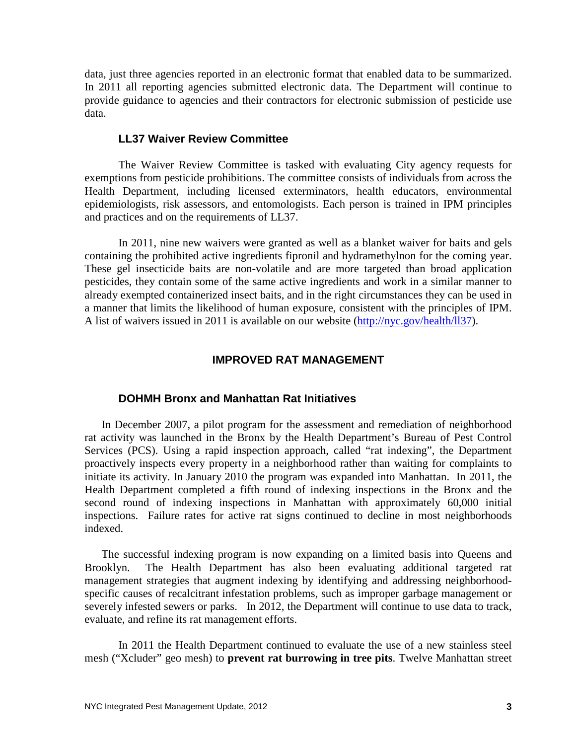data, just three agencies reported in an electronic format that enabled data to be summarized. In 2011 all reporting agencies submitted electronic data. The Department will continue to provide guidance to agencies and their contractors for electronic submission of pesticide use data.

### LL37 Waiver Review Committee

The Waiver Review Committee is tasked with evaluating City agency requests for exemptions from pesticide prohibitions. The committee consists of individuals from across the Health Department, including licensed exterminators, health educators, environmental epidemiologists, risk assessors, and entomologists. Each person is trained in IPM principles and practices and on the requirements of LL37.

In 2011, nine new waivers were granted as well as a blanket waiver for baits and gels containing the prohibited active ingredients fipronil and hydramethylnon for the coming year. These gel insecticide baits are non-volatile and are more targeted than broad application pesticides, they contain some of the same active ingredients and work in a similar manner to already exempted containerized insect baits, and in the right circumstances they can be used in a manner that limits the likelihood of human exposure, consistent with the principles of IPM. A list of waivers issued in 2011 is available on our website (http://nyc.gov/health/ll37).

## IMPROVED RAT MANAGEMENT

### DOHMH Bronx and Manhattan Rat Initiatives

In December 2007, a pilot program for the assessment and remediation of neighborhood rat activity was launched in the Bronx by the Health Department's Bureau of Pest Control Services (PCS). Using a rapid inspection approach, called "rat indexing", the Department proactively inspects every property in a neighborhood rather than waiting for complaints to initiate its activity. In January 2010 the program was expanded into Manhattan. In 2011, the Health Department completed a fifth round of indexing inspections in the Bronx and the second round of indexing inspections in Manhattan with approximately 60,000 initial inspections. Failure rates for active rat signs continued to decline in most neighborhoods indexed.

The successful indexing program is now expanding on a limited basis into Queens and Brooklyn. The Health Department has also been evaluating additional targeted rat management strategies that augment indexing by identifying and addressing neighborhood-specific causes of recalcitrant infestation problems, such as improper garbage management or severely infested sewers or parks. In 2012, the Department will continue to use data to track, evaluate, and refine its rat management efforts.

In 2011 the Health Department continued to evaluate the use of a new stainless steel mesh ("Xcluder" geo mesh) to **prevent rat burrowing in tree pits**. Twelve Manhattan street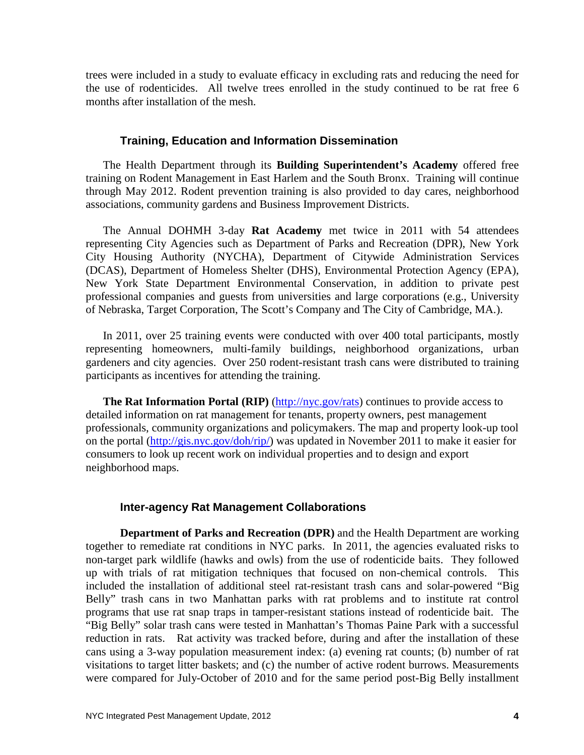trees were included in a study to evaluate efficacy in excluding rats and reducing the need for the use of rodenticides. All twelve trees enrolled in the study continued to be rat free 6 months after installation of the mesh.

### Training, Education and Information Dissemination

The Health Department through its **Building Superintendent's Academy** offered free training on Rodent Management in East Harlem and the South Bronx. Training will continue through May 2012. Rodent prevention training is also provided to day cares, neighborhood associations, community gardens and Business Improvement Districts.

The Annual DOHMH 3-day **Rat Academy** met twice in 2011 with 54 attendees representing City Agencies such as Department of Parks and Recreation (DPR), New York City Housing Authority (NYCHA), Department of Citywide Administration Services (DCAS), Department of Homeless Shelter (DHS), Environmental Protection Agency (EPA), New York State Department Environmental Conservation, in addition to private pest professional companies and guests from universities and large corporations (e.g., University of Nebraska, Target Corporation, The Scott's Company and The City of Cambridge, MA.).

In 2011, over 25 training events were conducted with over 400 total participants, mostly representing homeowners, multi-family buildings, neighborhood organizations, urban gardeners and city agencies. Over 250 rodent-resistant trash cans were distributed to training participants as incentives for attending the training.

**The Rat Information Portal (RIP)** (http://nyc.gov/rats) continues to provide access to detailed information on rat management for tenants, property owners, pest management professionals, community organizations and policymakers. The map and property look-up tool on the portal (http://gis.nyc.gov/doh/rip/) was updated in November 2011 to make it easier for consumers to look up recent work on individual properties and to design and export neighborhood maps.

### Inter-agency Rat Management Collaborations

**Department of Parks and Recreation (DPR)** and the Health Department are working together to remediate rat conditions in NYC parks. In 2011, the agencies evaluated risks to non-target park wildlife (hawks and owls) from the use of rodenticide baits. They followed up with trials of rat mitigation techniques that focused on non-chemical controls. This included the installation of additional steel rat-resistant trash cans and solar-powered "Big Belly" trash cans in two Manhattan parks with rat problems and to institute rat control programs that use rat snap traps in tamper-resistant stations instead of rodenticide bait. The "Big Belly" solar trash cans were tested in Manhattan's Thomas Paine Park with a successful reduction in rats. Rat activity was tracked before, during and after the installation of these cans using a 3-way population measurement index: (a) evening rat counts; (b) number of rat visitations to target litter baskets; and (c) the number of active rodent burrows. Measurements were compared for July-October of 2010 and for the same period post-Big Belly installment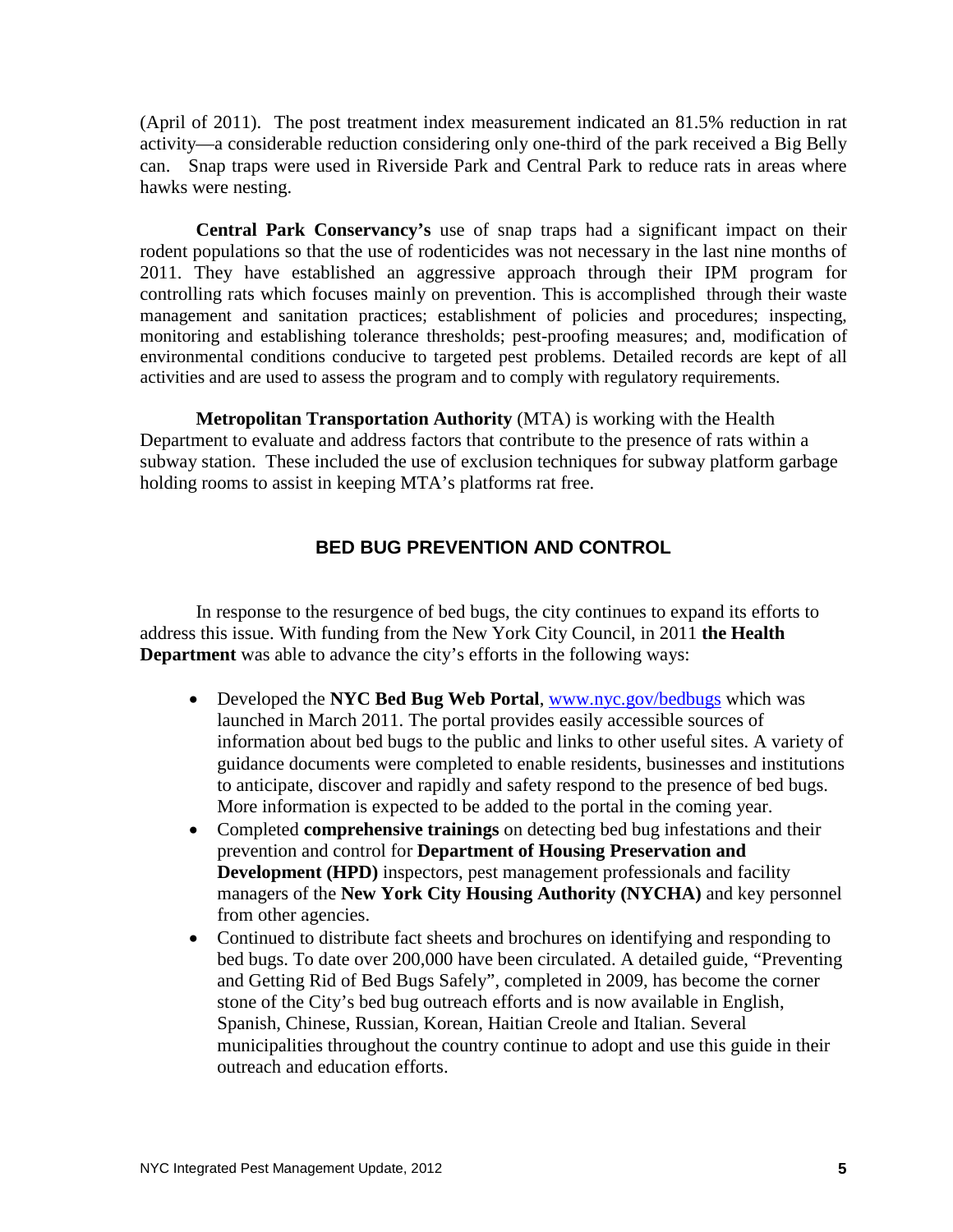(April of 2011). The post treatment index measurement indicated an 81.5% reduction in rat activity—a considerable reduction considering only one-third of the park received a Big Belly can. Snap traps were used in Riverside Park and Central Park to reduce rats in areas where hawks were nesting.

**Central Park Conservancy's** use of snap traps had a significant impact on their rodent populations so that the use of rodenticides was not necessary in the last nine months of 2011. They have established an aggressive approach through their IPM program for controlling rats which focuses mainly on prevention. This is accomplished through their waste management and sanitation practices; establishment of policies and procedures; inspecting, monitoring and establishing tolerance thresholds; pest-proofing measures; and, modification of environmental conditions conducive to targeted pest problems. Detailed records are kept of all activities and are used to assess the program and to comply with regulatory requirements.

**Metropolitan Transportation Authority** (MTA) is working with the Health Department to evaluate and address factors that contribute to the presence of rats within a subway station. These included the use of exclusion techniques for subway platform garbage holding rooms to assist in keeping MTA's platforms rat free.

## BED BUG PREVENTION AND CONTROL

In response to the resurgence of bed bugs, the city continues to expand its efforts to address this issue. With funding from the New York City Council, in 2011 **the Health Department** was able to advance the city's efforts in the following ways:

- Developed the **NYC Bed Bug Web Portal**, www.nyc.gov/bedbugs which was launched in March 2011. The portal provides easily accessible sources of information about bed bugs to the public and links to other useful sites. A variety of guidance documents were completed to enable residents, businesses and institutions to anticipate, discover and rapidly and safety respond to the presence of bed bugs. More information is expected to be added to the portal in the coming year.
- Completed **comprehensive trainings** on detecting bed bug infestations and their prevention and control for **Department of Housing Preservation and Development (HPD)** inspectors, pest management professionals and facility managers of the **New York City Housing Authority (NYCHA)** and key personnel from other agencies.
- Continued to distribute fact sheets and brochures on identifying and responding to bed bugs. To date over 200,000 have been circulated. A detailed guide, "Preventing and Getting Rid of Bed Bugs Safely", completed in 2009, has become the corner stone of the City's bed bug outreach efforts and is now available in English, Spanish, Chinese, Russian, Korean, Haitian Creole and Italian. Several municipalities throughout the country continue to adopt and use this guide in their outreach and education efforts.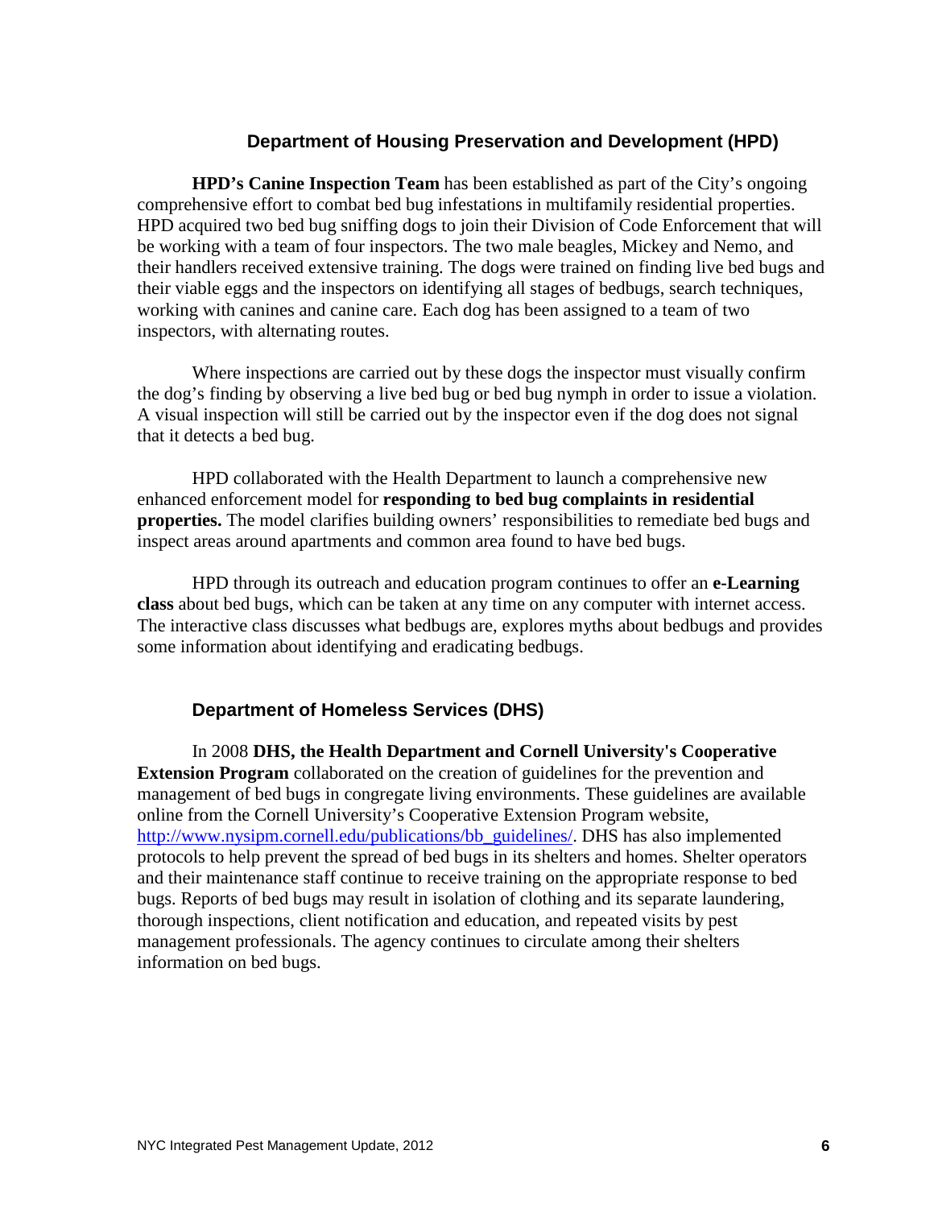## Department of Housing Preservation and Development (HPD)

**HPD's Canine Inspection Team** has been established as part of the City's ongoing comprehensive effort to combat bed bug infestations in multifamily residential properties. HPD acquired two bed bug sniffing dogs to join their Division of Code Enforcement that will be working with a team of four inspectors. The two male beagles, Mickey and Nemo, and their handlers received extensive training. The dogs were trained on finding live bed bugs and their viable eggs and the inspectors on identifying all stages of bedbugs, search techniques, working with canines and canine care. Each dog has been assigned to a team of two inspectors, with alternating routes.

Where inspections are carried out by these dogs the inspector must visually confirm the dog's finding by observing a live bed bug or bed bug nymph in order to issue a violation. A visual inspection will still be carried out by the inspector even if the dog does not signal that it detects a bed bug.

HPD collaborated with the Health Department to launch a comprehensive new enhanced enforcement model for **responding to bed bug complaints in residential properties.** The model clarifies building owners' responsibilities to remediate bed bugs and inspect areas around apartments and common area found to have bed bugs.

HPD through its outreach and education program continues to offer an **e-Learning class** about bed bugs, which can be taken at any time on any computer with internet access. The interactive class discusses what bedbugs are, explores myths about bedbugs and provides some information about identifying and eradicating bedbugs.

## Department of Homeless Services (DHS)

In 2008 **DHS, the Health Department and Cornell University's Cooperative Extension Program** collaborated on the creation of guidelines for the prevention and management of bed bugs in congregate living environments. These guidelines are available online from the Cornell University's Cooperative Extension Program website, [http://www.nysipm.cornell.edu/publications/bb_guidelines/](http://www.nysipm.cornell.edu/publications/bb_guidelines/). DHS has also implemented protocols to help prevent the spread of bed bugs in its shelters and homes. Shelter operators and their maintenance staff continue to receive training on the appropriate response to bed bugs. Reports of bed bugs may result in isolation of clothing and its separate laundering, thorough inspections, client notification and education, and repeated visits by pest management professionals. The agency continues to circulate among their shelters information on bed bugs.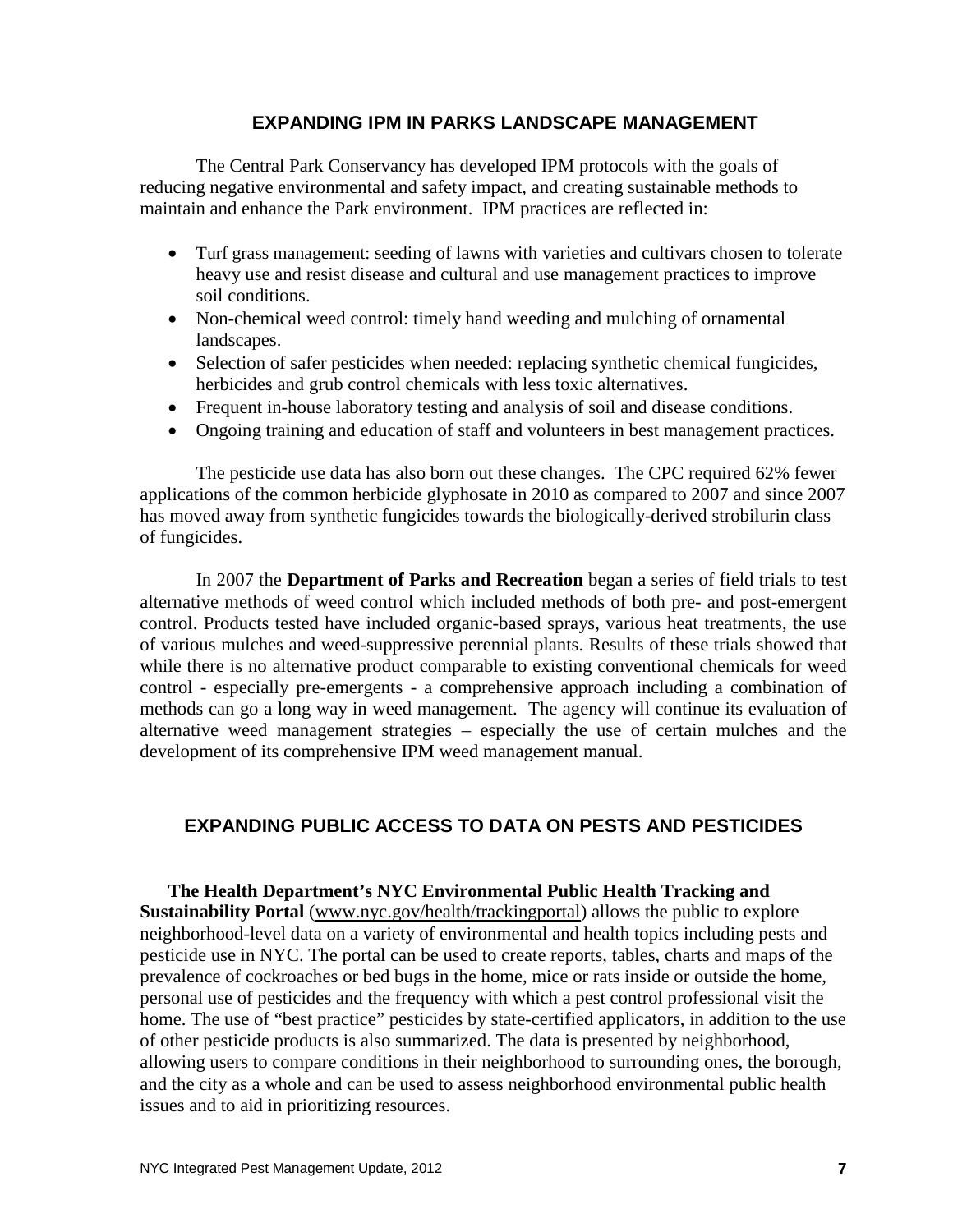## EXPANDING IPM IN PARKS LANDSCAPE MANAGEMENT

The Central Park Conservancy has developed IPM protocols with the goals of reducing negative environmental and safety impact, and creating sustainable methods to maintain and enhance the Park environment. IPM practices are reflected in:

- Turf grass management: seeding of lawns with varieties and cultivars chosen to tolerate heavy use and resist disease and cultural and use management practices to improve soil conditions.
- Non-chemical weed control: timely hand weeding and mulching of ornamental landscapes.
- Selection of safer pesticides when needed: replacing synthetic chemical fungicides, herbicides and grub control chemicals with less toxic alternatives.
- Frequent in-house laboratory testing and analysis of soil and disease conditions.
- Ongoing training and education of staff and volunteers in best management practices.

The pesticide use data has also born out these changes. The CPC required 62% fewer applications of the common herbicide glyphosate in 2010 as compared to 2007 and since 2007 has moved away from synthetic fungicides towards the biologically-derived strobilurin class of fungicides.

In 2007 the **Department of Parks and Recreation** began a series of field trials to test alternative methods of weed control which included methods of both pre- and post-emergent control. Products tested have included organic-based sprays, various heat treatments, the use of various mulches and weed-suppressive perennial plants. Results of these trials showed that while there is no alternative product comparable to existing conventional chemicals for weed control - especially pre-emergents - a comprehensive approach including a combination of methods can go a long way in weed management. The agency will continue its evaluation of alternative weed management strategies – especially the use of certain mulches and the development of its comprehensive IPM weed management manual.

## EXPANDING PUBLIC ACCESS TO DATA ON PESTS AND PESTICIDES

**The Health Department's NYC Environmental Public Health Tracking and Sustainability Portal** (www.nyc.gov/health/trackingportal) allows the public to explore neighborhood-level data on a variety of environmental and health topics including pests and pesticide use in NYC. The portal can be used to create reports, tables, charts and maps of the prevalence of cockroaches or bed bugs in the home, mice or rats inside or outside the home, personal use of pesticides and the frequency with which a pest control professional visit the home. The use of "best practice" pesticides by state-certified applicators, in addition to the use of other pesticide products is also summarized. The data is presented by neighborhood, allowing users to compare conditions in their neighborhood to surrounding ones, the borough, and the city as a whole and can be used to assess neighborhood environmental public health issues and to aid in prioritizing resources.